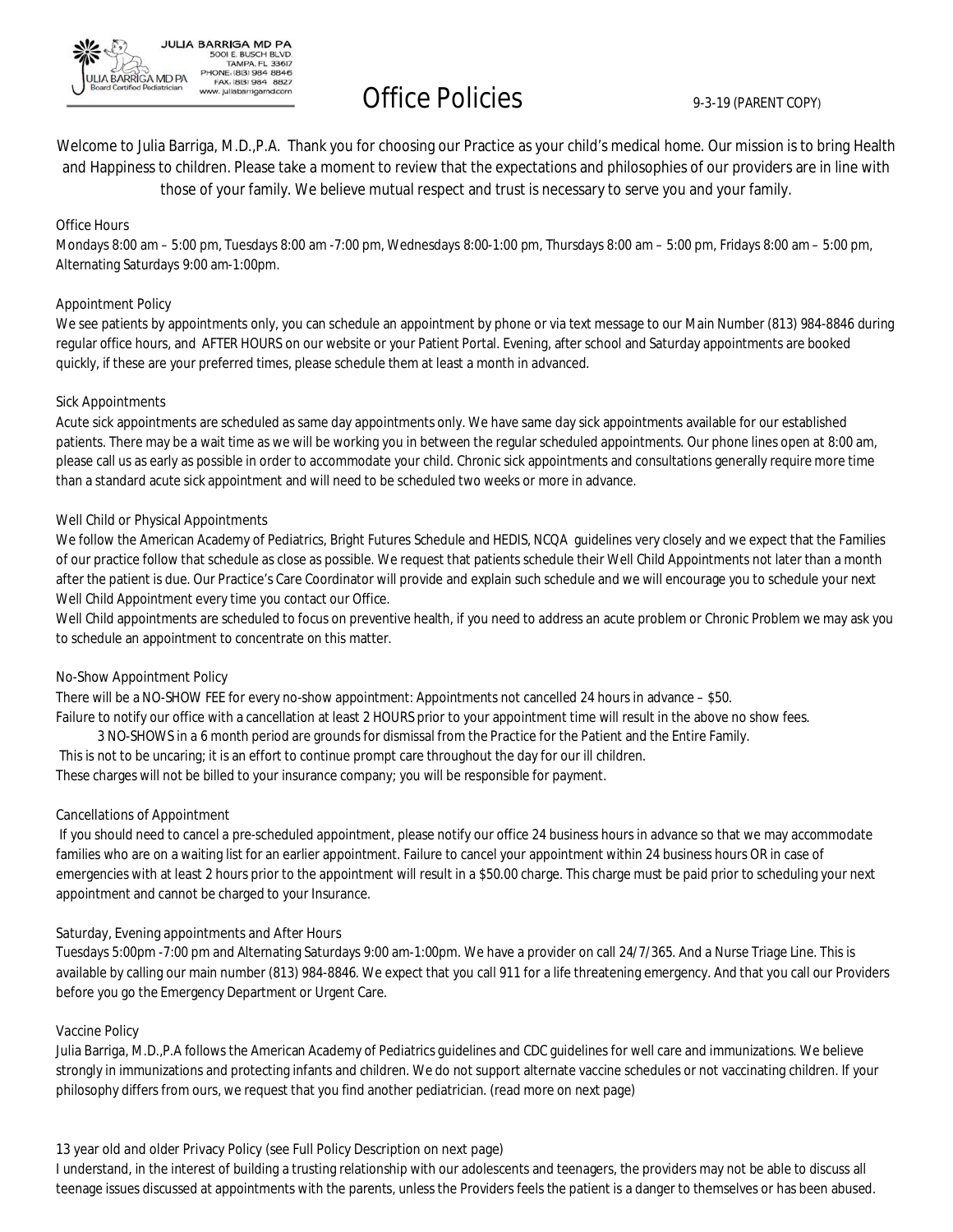JULIA BARRIGA MD PA
5001 E. BUSCH BLVD.
TAMPA, FL 33617
PHONE: (813) 984 8846
FAX: (813) 984 8827
www.juliabarrigamd.com

JULIA BARRIGA MD PA
Board Certified Pediatrician

# Office Policies

9-3-19 (PARENT COPY)

Welcome to Julia Barriga, M.D.,P.A. Thank you for choosing our Practice as your child's medical home. Our mission is to bring Health and Happiness to children. Please take a moment to review that the expectations and philosophies of our providers are in line with those of your family. We believe mutual respect and trust is necessary to serve you and your family.

## Office Hours

Mondays 8:00 am – 5:00 pm, Tuesdays 8:00 am -7:00 pm, Wednesdays 8:00-1:00 pm, Thursdays 8:00 am – 5:00 pm, Fridays 8:00 am – 5:00 pm, Alternating Saturdays 9:00 am-1:00pm.

## Appointment Policy

We see patients by appointments only, you can schedule an appointment by phone or via text message to our Main Number (813) 984-8846 during regular office hours, and AFTER HOURS on our website or your Patient Portal. Evening, after school and Saturday appointments are booked quickly, if these are your preferred times, please schedule them at least a month in advanced.

## Sick Appointments

Acute sick appointments are scheduled as same day appointments only. We have same day sick appointments available for our established patients. There may be a wait time as we will be working you in between the regular scheduled appointments. Our phone lines open at 8:00 am, please call us as early as possible in order to accommodate your child. Chronic sick appointments and consultations generally require more time than a standard acute sick appointment and will need to be scheduled two weeks or more in advance.

## Well Child or Physical Appointments

We follow the American Academy of Pediatrics, Bright Futures Schedule and HEDIS, NCQA guidelines very closely and we expect that the Families of our practice follow that schedule as close as possible. We request that patients schedule their Well Child Appointments not later than a month after the patient is due. Our Practice's Care Coordinator will provide and explain such schedule and we will encourage you to schedule your next Well Child Appointment every time you contact our Office.

Well Child appointments are scheduled to focus on preventive health, if you need to address an acute problem or Chronic Problem we may ask you to schedule an appointment to concentrate on this matter.

## No-Show Appointment Policy

There will be a NO-SHOW FEE for every no-show appointment: Appointments not cancelled 24 hours in advance – $50.

Failure to notify our office with a cancellation at least 2 HOURS prior to your appointment time will result in the above no show fees.

3 NO-SHOWS in a 6 month period are grounds for dismissal from the Practice for the Patient and the Entire Family.

This is not to be uncaring; it is an effort to continue prompt care throughout the day for our ill children.

These charges will not be billed to your insurance company; you will be responsible for payment.

## Cancellations of Appointment

If you should need to cancel a pre-scheduled appointment, please notify our office 24 business hours in advance so that we may accommodate families who are on a waiting list for an earlier appointment. Failure to cancel your appointment within 24 business hours OR in case of emergencies with at least 2 hours prior to the appointment will result in a $50.00 charge. This charge must be paid prior to scheduling your next appointment and cannot be charged to your Insurance.

## Saturday, Evening appointments and After Hours

Tuesdays 5:00pm -7:00 pm and Alternating Saturdays 9:00 am-1:00pm. We have a provider on call 24/7/365. And a Nurse Triage Line. This is available by calling our main number (813) 984-8846. We expect that you call 911 for a life threatening emergency. And that you call our Providers before you go the Emergency Department or Urgent Care.

## Vaccine Policy

Julia Barriga, M.D.,P.A follows the American Academy of Pediatrics guidelines and CDC guidelines for well care and immunizations. We believe strongly in immunizations and protecting infants and children. We do not support alternate vaccine schedules or not vaccinating children. If your philosophy differs from ours, we request that you find another pediatrician. (read more on next page)

## 13 year old and older Privacy Policy (see Full Policy Description on next page)

I understand, in the interest of building a trusting relationship with our adolescents and teenagers, the providers may not be able to discuss all teenage issues discussed at appointments with the parents, unless the Providers feels the patient is a danger to themselves or has been abused.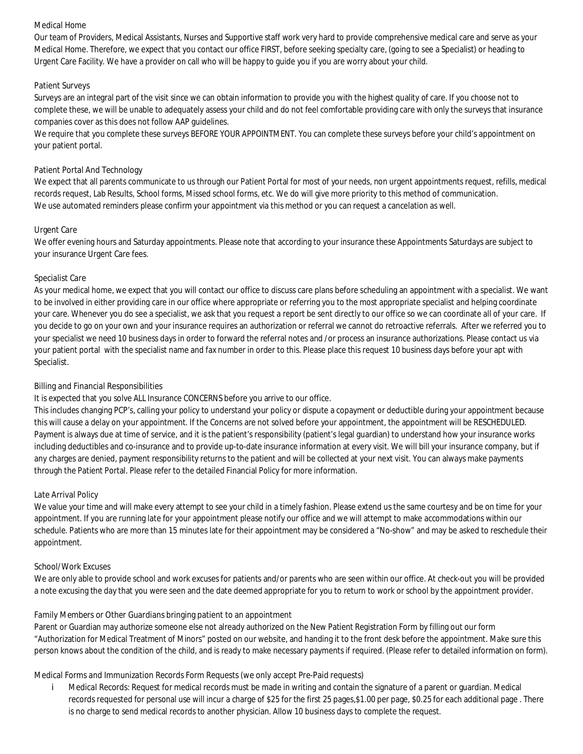## Medical Home

Our team of Providers, Medical Assistants, Nurses and Supportive staff work very hard to provide comprehensive medical care and serve as your Medical Home. Therefore, we expect that you contact our office FIRST, before seeking specialty care, (going to see a Specialist) or heading to Urgent Care Facility. We have a provider on call who will be happy to guide you if you are worry about your child.

## Patient Surveys

Surveys are an integral part of the visit since we can obtain information to provide you with the highest quality of care. If you choose not to complete these, we will be unable to adequately assess your child and do not feel comfortable providing care with only the surveys that insurance companies cover as this does not follow AAP guidelines.

We require that you complete these surveys BEFORE YOUR APPOINTMENT. You can complete these surveys before your child's appointment on your patient portal.

## Patient Portal And Technology

We expect that all parents communicate to us through our Patient Portal for most of your needs, non urgent appointments request, refills, medical records request, Lab Results, School forms, Missed school forms, etc. We do will give more priority to this method of communication.

We use automated reminders please confirm your appointment via this method or you can request a cancelation as well.

## Urgent Care

We offer evening hours and Saturday appointments. Please note that according to your insurance these Appointments Saturdays are subject to your insurance Urgent Care fees.

## Specialist Care

As your medical home, we expect that you will contact our office to discuss care plans before scheduling an appointment with a specialist. We want to be involved in either providing care in our office where appropriate or referring you to the most appropriate specialist and helping coordinate your care. Whenever you do see a specialist, we ask that you request a report be sent directly to our office so we can coordinate all of your care. If you decide to go on your own and your insurance requires an authorization or referral we cannot do retroactive referrals. After we referred you to your specialist we need 10 business days in order to forward the referral notes and /or process an insurance authorizations. Please contact us via your patient portal with the specialist name and fax number in order to this. Please place this request 10 business days before your apt with Specialist.

## Billing and Financial Responsibilities

It is expected that you solve ALL Insurance CONCERNS before you arrive to our office.

This includes changing PCP's, calling your policy to understand your policy or dispute a copayment or deductible during your appointment because this will cause a delay on your appointment. If the Concerns are not solved before your appointment, the appointment will be RESCHEDULED. Payment is always due at time of service, and it is the patient's responsibility (patient's legal guardian) to understand how your insurance works including deductibles and co-insurance and to provide up-to-date insurance information at every visit. We will bill your insurance company, but if any charges are denied, payment responsibility returns to the patient and will be collected at your next visit. You can always make payments through the Patient Portal. Please refer to the detailed Financial Policy for more information.

## Late Arrival Policy

We value your time and will make every attempt to see your child in a timely fashion. Please extend us the same courtesy and be on time for your appointment. If you are running late for your appointment please notify our office and we will attempt to make accommodations within our schedule. Patients who are more than 15 minutes late for their appointment may be considered a "No-show" and may be asked to reschedule their appointment.

## School/Work Excuses

We are only able to provide school and work excuses for patients and/or parents who are seen within our office. At check-out you will be provided a note excusing the day that you were seen and the date deemed appropriate for you to return to work or school by the appointment provider.

## Family Members or Other Guardians bringing patient to an appointment

Parent or Guardian may authorize someone else not already authorized on the New Patient Registration Form by filling out our form "Authorization for Medical Treatment of Minors" posted on our website, and handing it to the front desk before the appointment. Make sure this person knows about the condition of the child, and is ready to make necessary payments if required. (Please refer to detailed information on form).

## Medical Forms and Immunization Records Form Requests (we only accept Pre-Paid requests)

i. Medical Records: Request for medical records must be made in writing and contain the signature of a parent or guardian. Medical records requested for personal use will incur a charge of $25 for the first 25 pages,$1.00 per page, $0.25 for each additional page . There is no charge to send medical records to another physician. Allow 10 business days to complete the request.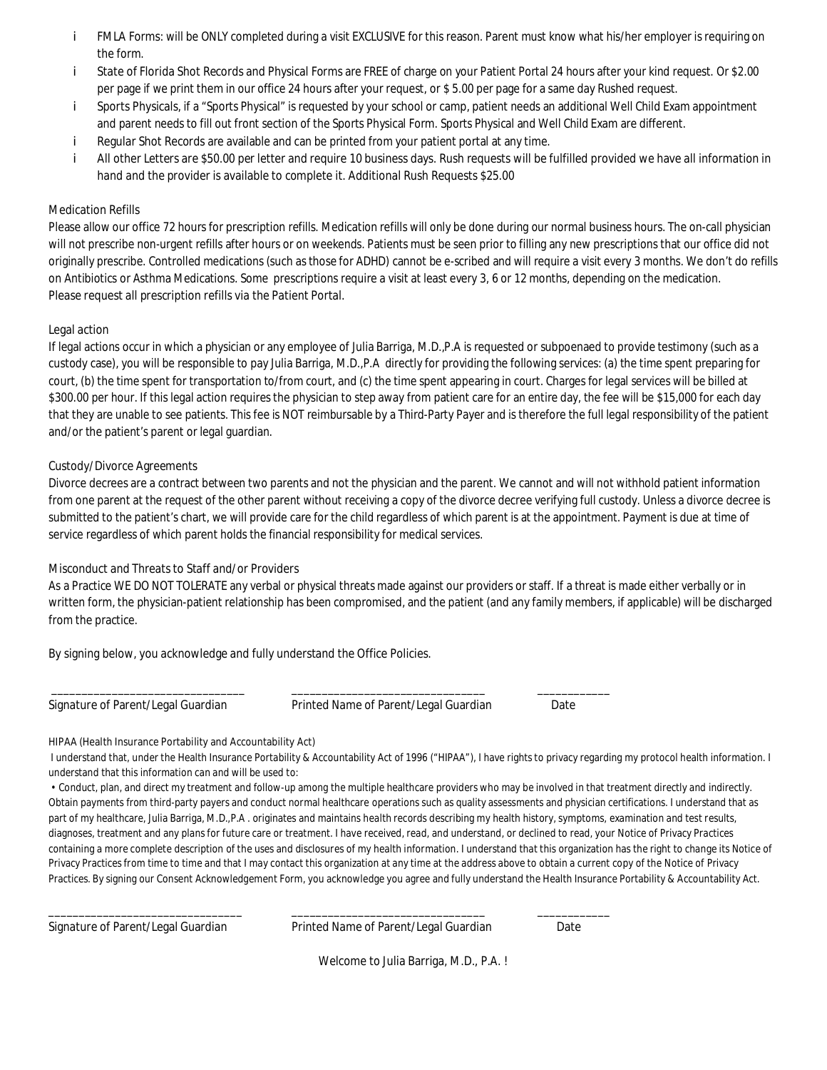- FMLA Forms: will be ONLY completed during a visit EXCLUSIVE for this reason. Parent must know what his/her employer is requiring on the form.
- State of Florida Shot Records and Physical Forms are FREE of charge on your Patient Portal 24 hours after your kind request. Or $2.00 per page if we print them in our office 24 hours after your request, or $ 5.00 per page for a same day Rushed request.
- Sports Physicals, if a "Sports Physical" is requested by your school or camp, patient needs an additional Well Child Exam appointment and parent needs to fill out front section of the Sports Physical Form. Sports Physical and Well Child Exam are different.
- Regular Shot Records are available and can be printed from your patient portal at any time.
- All other Letters are $50.00 per letter and require 10 business days. Rush requests will be fulfilled provided we have all information in hand and the provider is available to complete it. Additional Rush Requests $25.00

## Medication Refills

Please allow our office 72 hours for prescription refills. Medication refills will only be done during our normal business hours. The on-call physician will not prescribe non-urgent refills after hours or on weekends. Patients must be seen prior to filling any new prescriptions that our office did not originally prescribe. Controlled medications (such as those for ADHD) cannot be e-scribed and will require a visit every 3 months. We don't do refills on Antibiotics or Asthma Medications. Some prescriptions require a visit at least every 3, 6 or 12 months, depending on the medication. Please request all prescription refills via the Patient Portal.

## Legal action

If legal actions occur in which a physician or any employee of Julia Barriga, M.D.,P.A is requested or subpoenaed to provide testimony (such as a custody case), you will be responsible to pay Julia Barriga, M.D.,P.A directly for providing the following services: (a) the time spent preparing for court, (b) the time spent for transportation to/from court, and (c) the time spent appearing in court. Charges for legal services will be billed at $300.00 per hour. If this legal action requires the physician to step away from patient care for an entire day, the fee will be $15,000 for each day that they are unable to see patients. This fee is NOT reimbursable by a Third-Party Payer and is therefore the full legal responsibility of the patient and/or the patient's parent or legal guardian.

## Custody/Divorce Agreements

Divorce decrees are a contract between two parents and not the physician and the parent. We cannot and will not withhold patient information from one parent at the request of the other parent without receiving a copy of the divorce decree verifying full custody. Unless a divorce decree is submitted to the patient's chart, we will provide care for the child regardless of which parent is at the appointment. Payment is due at time of service regardless of which parent holds the financial responsibility for medical services.

## Misconduct and Threats to Staff and/or Providers

As a Practice WE DO NOT TOLERATE any verbal or physical threats made against our providers or staff. If a threat is made either verbally or in written form, the physician-patient relationship has been compromised, and the patient (and any family members, if applicable) will be discharged from the practice.

By signing below, you acknowledge and fully understand the Office Policies.

_______________________________ &nbsp;&nbsp; _______________________________ &nbsp;&nbsp; ____________
Signature of Parent/Legal Guardian &nbsp;&nbsp; Printed Name of Parent/Legal Guardian &nbsp;&nbsp; Date

## HIPAA (Health Insurance Portability and Accountability Act)

I understand that, under the Health Insurance Portability & Accountability Act of 1996 ("HIPAA"), I have rights to privacy regarding my protocol health information. I understand that this information can and will be used to:

- Conduct, plan, and direct my treatment and follow-up among the multiple healthcare providers who may be involved in that treatment directly and indirectly. Obtain payments from third-party payers and conduct normal healthcare operations such as quality assessments and physician certifications. I understand that as part of my healthcare, Julia Barriga, M.D.,P.A . originates and maintains health records describing my health history, symptoms, examination and test results, diagnoses, treatment and any plans for future care or treatment. I have received, read, and understand, or declined to read, your Notice of Privacy Practices containing a more complete description of the uses and disclosures of my health information. I understand that this organization has the right to change its Notice of Privacy Practices from time to time and that I may contact this organization at any time at the address above to obtain a current copy of the Notice of Privacy Practices. By signing our Consent Acknowledgement Form, you acknowledge you agree and fully understand the Health Insurance Portability & Accountability Act.

_______________________________ &nbsp;&nbsp; _______________________________ &nbsp;&nbsp; ____________
Signature of Parent/Legal Guardian &nbsp;&nbsp; Printed Name of Parent/Legal Guardian &nbsp;&nbsp; Date

Welcome to Julia Barriga, M.D., P.A. !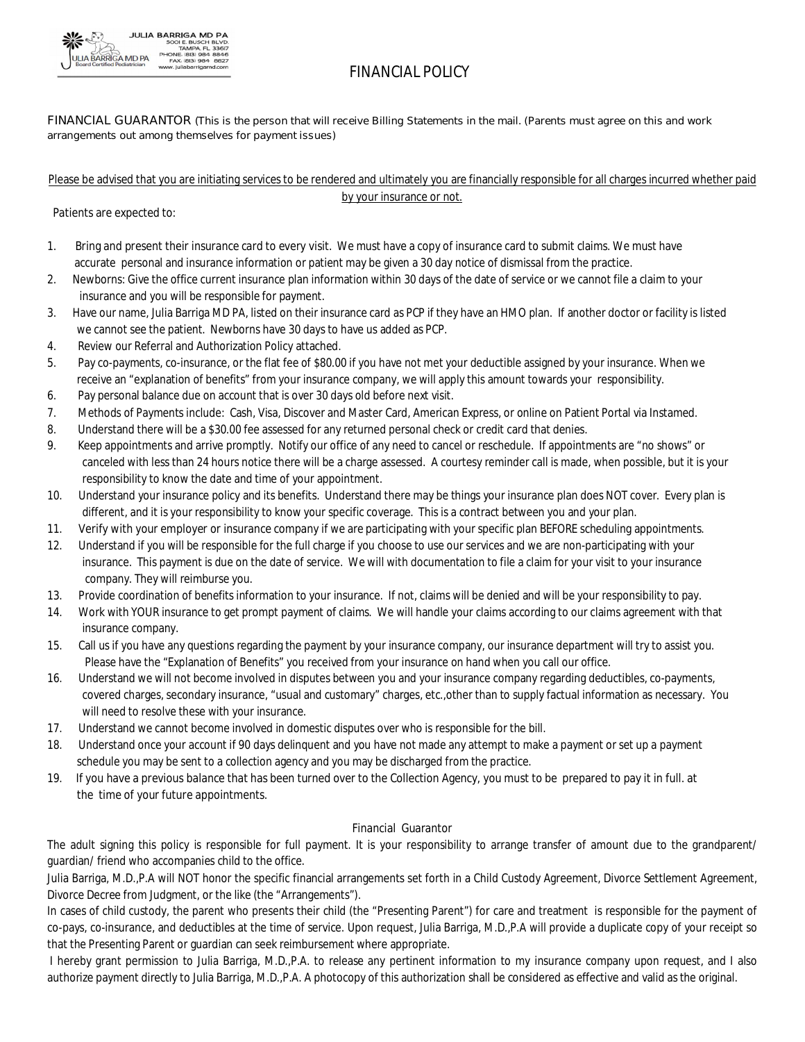JULIA BARRIGA MD PA
5001 E. BUSCH BLVD.
TAMPA, FL 33617
PHONE: (813) 984 8846
FAX: (813) 984 8827
www.juliabarrigamd.com

JULIA BARRIGA MD PA
Board Certified Pediatrician

# FINANCIAL POLICY

FINANCIAL GUARANTOR (This is the person that will receive Billing Statements in the mail. (Parents must agree on this and work arrangements out among themselves for payment issues)

<u>Please be advised that you are initiating services to be rendered and ultimately you are financially responsible for all charges incurred whether paid by your insurance or not.</u>

Patients are expected to:

1. Bring and present their insurance card to every visit. We must have a copy of insurance card to submit claims. We must have accurate personal and insurance information or patient may be given a 30 day notice of dismissal from the practice.
2. Newborns: Give the office current insurance plan information within 30 days of the date of service or we cannot file a claim to your insurance and you will be responsible for payment.
3. Have our name, Julia Barriga MD PA, listed on their insurance card as PCP if they have an HMO plan. If another doctor or facility is listed we cannot see the patient. Newborns have 30 days to have us added as PCP.
4. Review our Referral and Authorization Policy attached.
5. Pay co-payments, co-insurance, or the flat fee of $80.00 if you have not met your deductible assigned by your insurance. When we receive an "explanation of benefits" from your insurance company, we will apply this amount towards your responsibility.
6. Pay personal balance due on account that is over 30 days old before next visit.
7. Methods of Payments include: Cash, Visa, Discover and Master Card, American Express, or online on Patient Portal via Instamed.
8. Understand there will be a $30.00 fee assessed for any returned personal check or credit card that denies.
9. Keep appointments and arrive promptly. Notify our office of any need to cancel or reschedule. If appointments are "no shows" or canceled with less than 24 hours notice there will be a charge assessed. A courtesy reminder call is made, when possible, but it is your responsibility to know the date and time of your appointment.
10. Understand your insurance policy and its benefits. Understand there may be things your insurance plan does NOT cover. Every plan is different, and it is your responsibility to know your specific coverage. This is a contract between you and your plan.
11. Verify with your employer or insurance company if we are participating with your specific plan BEFORE scheduling appointments.
12. Understand if you will be responsible for the full charge if you choose to use our services and we are non-participating with your insurance. This payment is due on the date of service. We will with documentation to file a claim for your visit to your insurance company. They will reimburse you.
13. Provide coordination of benefits information to your insurance. If not, claims will be denied and will be your responsibility to pay.
14. Work with YOUR insurance to get prompt payment of claims. We will handle your claims according to our claims agreement with that insurance company.
15. Call us if you have any questions regarding the payment by your insurance company, our insurance department will try to assist you. Please have the "Explanation of Benefits" you received from your insurance on hand when you call our office.
16. Understand we will not become involved in disputes between you and your insurance company regarding deductibles, co-payments, covered charges, secondary insurance, "usual and customary" charges, etc.,other than to supply factual information as necessary. You will need to resolve these with your insurance.
17. Understand we cannot become involved in domestic disputes over who is responsible for the bill.
18. Understand once your account if 90 days delinquent and you have not made any attempt to make a payment or set up a payment schedule you may be sent to a collection agency and you may be discharged from the practice.
19. If you have a previous balance that has been turned over to the Collection Agency, you must to be prepared to pay it in full. at the time of your future appointments.

## Financial Guarantor

The adult signing this policy is responsible for full payment. It is your responsibility to arrange transfer of amount due to the grandparent/ guardian/ friend who accompanies child to the office.

Julia Barriga, M.D.,P.A will NOT honor the specific financial arrangements set forth in a Child Custody Agreement, Divorce Settlement Agreement, Divorce Decree from Judgment, or the like (the "Arrangements").

In cases of child custody, the parent who presents their child (the "Presenting Parent") for care and treatment is responsible for the payment of co-pays, co-insurance, and deductibles at the time of service. Upon request, Julia Barriga, M.D.,P.A will provide a duplicate copy of your receipt so that the Presenting Parent or guardian can seek reimbursement where appropriate.

I hereby grant permission to Julia Barriga, M.D.,P.A. to release any pertinent information to my insurance company upon request, and I also authorize payment directly to Julia Barriga, M.D.,P.A. A photocopy of this authorization shall be considered as effective and valid as the original.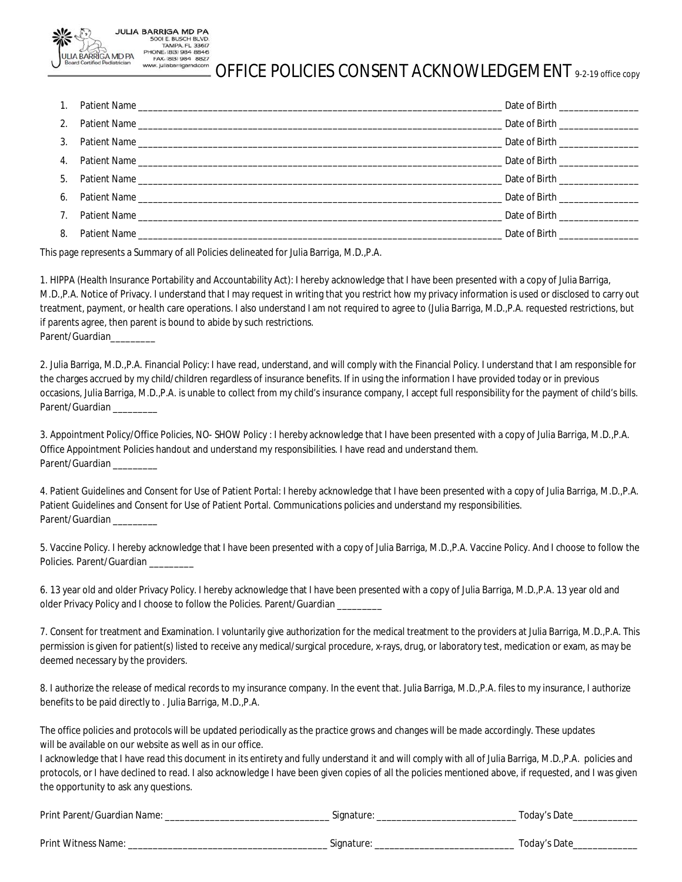JULIA BARRIGA MD PA
5001 E. BUSCH BLVD.
TAMPA, FL 33617
PHONE: (813) 984 8846
FAX: (813) 984 8827
www.juliabarrigamd.com

JULIA BARRIGA MD PA
Board Certified Pediatrician

# OFFICE POLICIES CONSENT ACKNOWLEDGEMENT 9-2-19 office copy

1. Patient Name ______________________________________________________________________________ Date of Birth ________________
2. Patient Name ______________________________________________________________________________ Date of Birth ________________
3. Patient Name ______________________________________________________________________________ Date of Birth ________________
4. Patient Name ______________________________________________________________________________ Date of Birth ________________
5. Patient Name ______________________________________________________________________________ Date of Birth ________________
6. Patient Name ______________________________________________________________________________ Date of Birth ________________
7. Patient Name ______________________________________________________________________________ Date of Birth ________________
8. Patient Name ______________________________________________________________________________ Date of Birth ________________

This page represents a Summary of all Policies delineated for Julia Barriga, M.D.,P.A.

1. HIPPA (Health Insurance Portability and Accountability Act): I hereby acknowledge that I have been presented with a copy of Julia Barriga, M.D.,P.A. Notice of Privacy. I understand that I may request in writing that you restrict how my privacy information is used or disclosed to carry out treatment, payment, or health care operations. I also understand I am not required to agree to (Julia Barriga, M.D.,P.A. requested restrictions, but if parents agree, then parent is bound to abide by such restrictions.
Parent/Guardian_________

2. Julia Barriga, M.D.,P.A. Financial Policy: I have read, understand, and will comply with the Financial Policy. I understand that I am responsible for the charges accrued by my child/children regardless of insurance benefits. If in using the information I have provided today or in previous occasions, Julia Barriga, M.D.,P.A. is unable to collect from my child's insurance company, I accept full responsibility for the payment of child's bills.
Parent/Guardian _________

3. Appointment Policy/Office Policies, NO- SHOW Policy : I hereby acknowledge that I have been presented with a copy of Julia Barriga, M.D.,P.A. Office Appointment Policies handout and understand my responsibilities. I have read and understand them.
Parent/Guardian _________

4. Patient Guidelines and Consent for Use of Patient Portal: I hereby acknowledge that I have been presented with a copy of Julia Barriga, M.D.,P.A. Patient Guidelines and Consent for Use of Patient Portal. Communications policies and understand my responsibilities.
Parent/Guardian _________

5. Vaccine Policy. I hereby acknowledge that I have been presented with a copy of Julia Barriga, M.D.,P.A. Vaccine Policy. And I choose to follow the Policies. Parent/Guardian _________

6. 13 year old and older Privacy Policy. I hereby acknowledge that I have been presented with a copy of Julia Barriga, M.D.,P.A. 13 year old and older Privacy Policy and I choose to follow the Policies. Parent/Guardian _________

7. Consent for treatment and Examination. I voluntarily give authorization for the medical treatment to the providers at Julia Barriga, M.D.,P.A. This permission is given for patient(s) listed to receive any medical/surgical procedure, x-rays, drug, or laboratory test, medication or exam, as may be deemed necessary by the providers.

8. I authorize the release of medical records to my insurance company. In the event that. Julia Barriga, M.D.,P.A. files to my insurance, I authorize benefits to be paid directly to . Julia Barriga, M.D.,P.A.

The office policies and protocols will be updated periodically as the practice grows and changes will be made accordingly. These updates will be available on our website as well as in our office.
I acknowledge that I have read this document in its entirety and fully understand it and will comply with all of Julia Barriga, M.D.,P.A. policies and protocols, or I have declined to read. I also acknowledge I have been given copies of all the policies mentioned above, if requested, and I was given the opportunity to ask any questions.

Print Parent/Guardian Name: __________________________________ Signature: ____________________________ Today's Date_____________

Print Witness Name: _________________________________________ Signature: ____________________________ Today's Date_____________